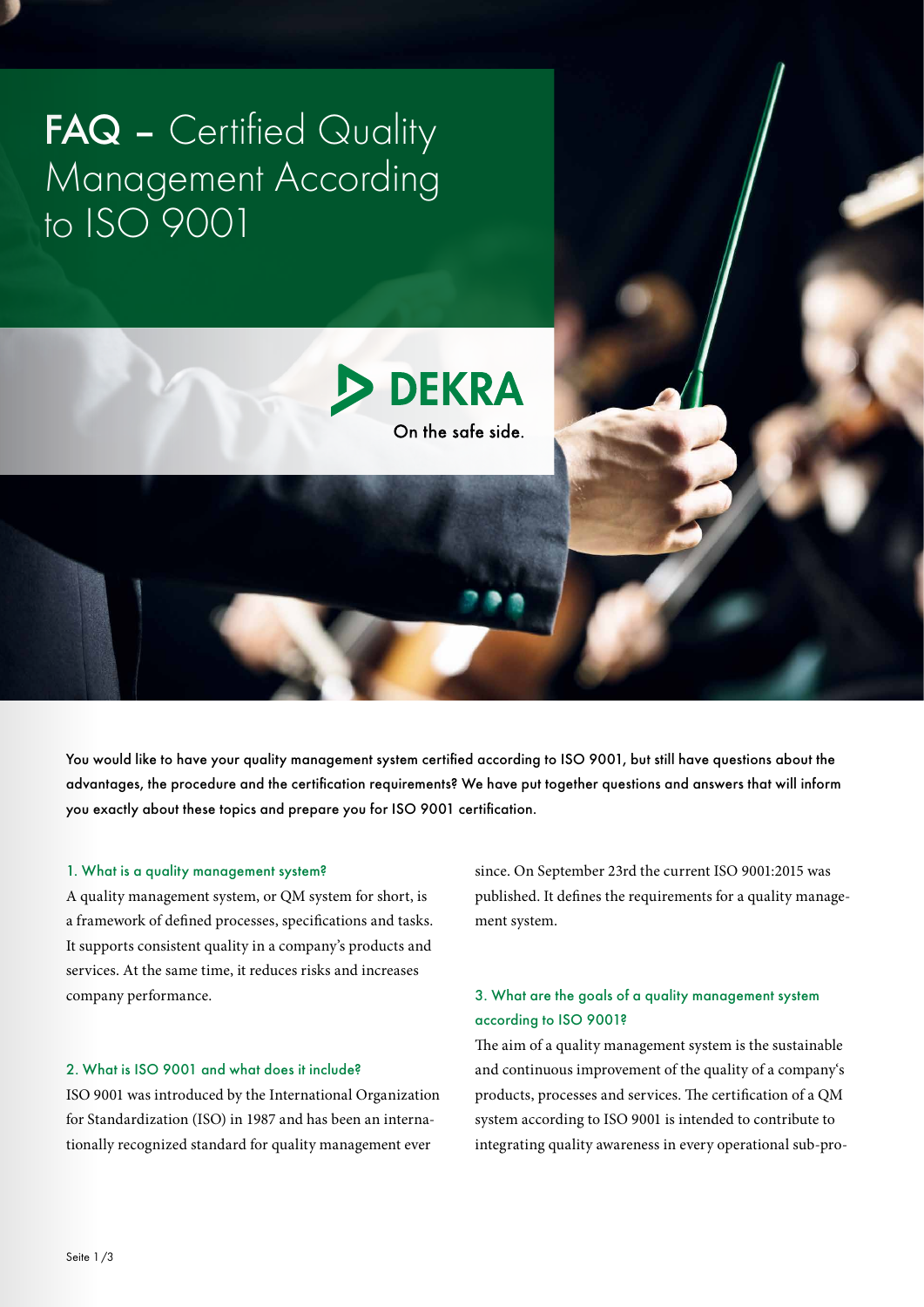# FAQ – Certified Quality Management According to ISO 9001

DEKRA
On the safe side.

You would like to have your quality management system certified according to ISO 9001, but still have questions about the advantages, the procedure and the certification requirements? We have put together questions and answers that will inform you exactly about these topics and prepare you for ISO 9001 certification.

### 1. What is a quality management system?

A quality management system, or QM system for short, is a framework of defined processes, specifications and tasks. It supports consistent quality in a company's products and services. At the same time, it reduces risks and increases company performance.

### 2. What is ISO 9001 and what does it include?

ISO 9001 was introduced by the International Organization for Standardization (ISO) in 1987 and has been an internationally recognized standard for quality management ever since. On September 23rd the current ISO 9001:2015 was published. It defines the requirements for a quality management system.

### 3. What are the goals of a quality management system according to ISO 9001?

The aim of a quality management system is the sustainable and continuous improvement of the quality of a company's products, processes and services. The certification of a QM system according to ISO 9001 is intended to contribute to integrating quality awareness in every operational sub-pro-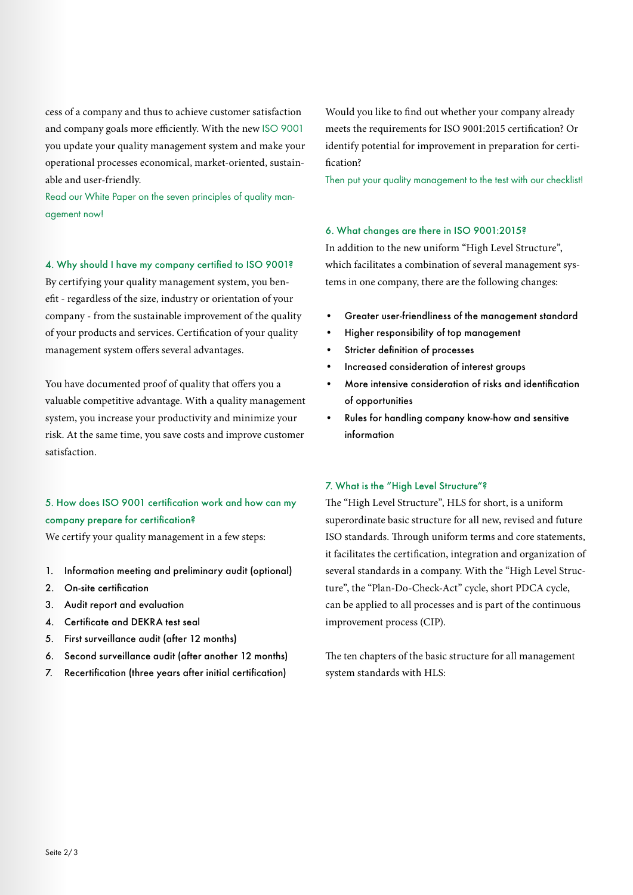cess of a company and thus to achieve customer satisfaction and company goals more efficiently. With the new ISO 9001 you update your quality management system and make your operational processes economical, market-oriented, sustainable and user-friendly.

Read our White Paper on the seven principles of quality management now!

### 4. Why should I have my company certified to ISO 9001?

By certifying your quality management system, you benefit - regardless of the size, industry or orientation of your company - from the sustainable improvement of the quality of your products and services. Certification of your quality management system offers several advantages.

You have documented proof of quality that offers you a valuable competitive advantage. With a quality management system, you increase your productivity and minimize your risk. At the same time, you save costs and improve customer satisfaction.

### 5. How does ISO 9001 certification work and how can my company prepare for certification?

We certify your quality management in a few steps:

1. Information meeting and preliminary audit (optional)
2. On-site certification
3. Audit report and evaluation
4. Certificate and DEKRA test seal
5. First surveillance audit (after 12 months)
6. Second surveillance audit (after another 12 months)
7. Recertification (three years after initial certification)

Would you like to find out whether your company already meets the requirements for ISO 9001:2015 certification? Or identify potential for improvement in preparation for certification?

Then put your quality management to the test with our checklist!

### 6. What changes are there in ISO 9001:2015?

In addition to the new uniform "High Level Structure", which facilitates a combination of several management systems in one company, there are the following changes:

- Greater user-friendliness of the management standard
- Higher responsibility of top management
- Stricter definition of processes
- Increased consideration of interest groups
- More intensive consideration of risks and identification of opportunities
- Rules for handling company know-how and sensitive information

### 7. What is the "High Level Structure"?

The "High Level Structure", HLS for short, is a uniform superordinate basic structure for all new, revised and future ISO standards. Through uniform terms and core statements, it facilitates the certification, integration and organization of several standards in a company. With the "High Level Structure", the "Plan-Do-Check-Act" cycle, short PDCA cycle, can be applied to all processes and is part of the continuous improvement process (CIP).

The ten chapters of the basic structure for all management system standards with HLS: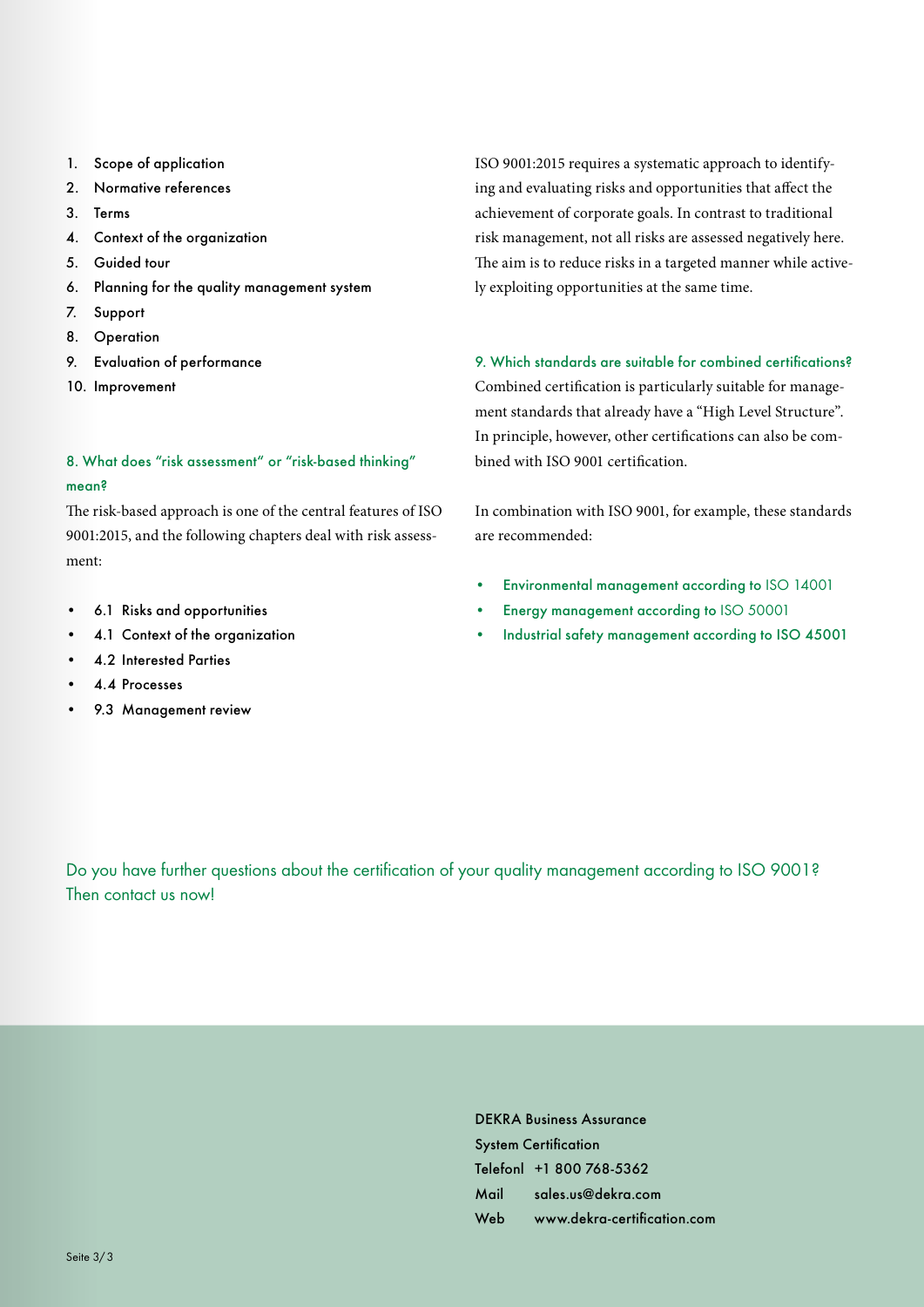1. Scope of application
2. Normative references
3. Terms
4. Context of the organization
5. Guided tour
6. Planning for the quality management system
7. Support
8. Operation
9. Evaluation of performance
10. Improvement

### 8. What does "risk assessment" or "risk-based thinking" mean?

The risk-based approach is one of the central features of ISO 9001:2015, and the following chapters deal with risk assessment:

- 6.1 Risks and opportunities
- 4.1 Context of the organization
- 4.2 Interested Parties
- 4.4 Processes
- 9.3 Management review

ISO 9001:2015 requires a systematic approach to identifying and evaluating risks and opportunities that affect the achievement of corporate goals. In contrast to traditional risk management, not all risks are assessed negatively here. The aim is to reduce risks in a targeted manner while actively exploiting opportunities at the same time.

### 9. Which standards are suitable for combined certifications?

Combined certification is particularly suitable for management standards that already have a "High Level Structure". In principle, however, other certifications can also be combined with ISO 9001 certification.

In combination with ISO 9001, for example, these standards are recommended:

- Environmental management according to ISO 14001
- Energy management according to ISO 50001
- Industrial safety management according to ISO 45001

Do you have further questions about the certification of your quality management according to ISO 9001? Then contact us now!

DEKRA Business Assurance
System Certification
Telefonl +1 800 768-5362
Mail sales.us@dekra.com
Web www.dekra-certification.com